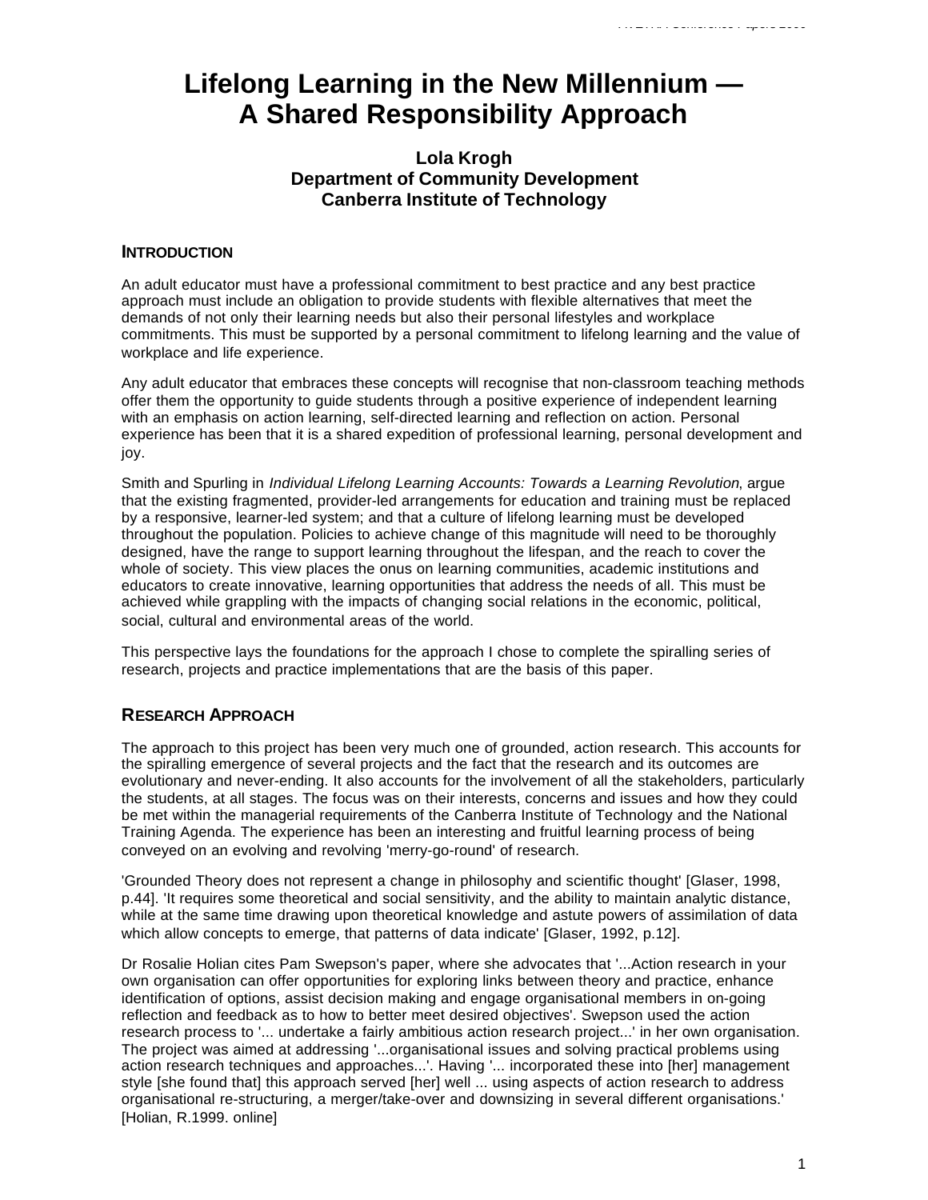# Lifelong Learning in the New Millennium — A Shared Responsibility Approach

**Lola Krogh**
**Department of Community Development**
**Canberra Institute of Technology**

## INTRODUCTION

An adult educator must have a professional commitment to best practice and any best practice approach must include an obligation to provide students with flexible alternatives that meet the demands of not only their learning needs but also their personal lifestyles and workplace commitments. This must be supported by a personal commitment to lifelong learning and the value of workplace and life experience.

Any adult educator that embraces these concepts will recognise that non-classroom teaching methods offer them the opportunity to guide students through a positive experience of independent learning with an emphasis on action learning, self-directed learning and reflection on action. Personal experience has been that it is a shared expedition of professional learning, personal development and joy.

Smith and Spurling in *Individual Lifelong Learning Accounts: Towards a Learning Revolution*, argue that the existing fragmented, provider-led arrangements for education and training must be replaced by a responsive, learner-led system; and that a culture of lifelong learning must be developed throughout the population. Policies to achieve change of this magnitude will need to be thoroughly designed, have the range to support learning throughout the lifespan, and the reach to cover the whole of society. This view places the onus on learning communities, academic institutions and educators to create innovative, learning opportunities that address the needs of all. This must be achieved while grappling with the impacts of changing social relations in the economic, political, social, cultural and environmental areas of the world.

This perspective lays the foundations for the approach I chose to complete the spiralling series of research, projects and practice implementations that are the basis of this paper.

## RESEARCH APPROACH

The approach to this project has been very much one of grounded, action research. This accounts for the spiralling emergence of several projects and the fact that the research and its outcomes are evolutionary and never-ending. It also accounts for the involvement of all the stakeholders, particularly the students, at all stages. The focus was on their interests, concerns and issues and how they could be met within the managerial requirements of the Canberra Institute of Technology and the National Training Agenda. The experience has been an interesting and fruitful learning process of being conveyed on an evolving and revolving 'merry-go-round' of research.

'Grounded Theory does not represent a change in philosophy and scientific thought' [Glaser, 1998, p.44]. 'It requires some theoretical and social sensitivity, and the ability to maintain analytic distance, while at the same time drawing upon theoretical knowledge and astute powers of assimilation of data which allow concepts to emerge, that patterns of data indicate' [Glaser, 1992, p.12].

Dr Rosalie Holian cites Pam Swepson's paper, where she advocates that '...Action research in your own organisation can offer opportunities for exploring links between theory and practice, enhance identification of options, assist decision making and engage organisational members in on-going reflection and feedback as to how to better meet desired objectives'. Swepson used the action research process to '... undertake a fairly ambitious action research project...' in her own organisation. The project was aimed at addressing '...organisational issues and solving practical problems using action research techniques and approaches...'. Having '... incorporated these into [her] management style [she found that] this approach served [her] well ... using aspects of action research to address organisational re-structuring, a merger/take-over and downsizing in several different organisations.' [Holian, R.1999. online]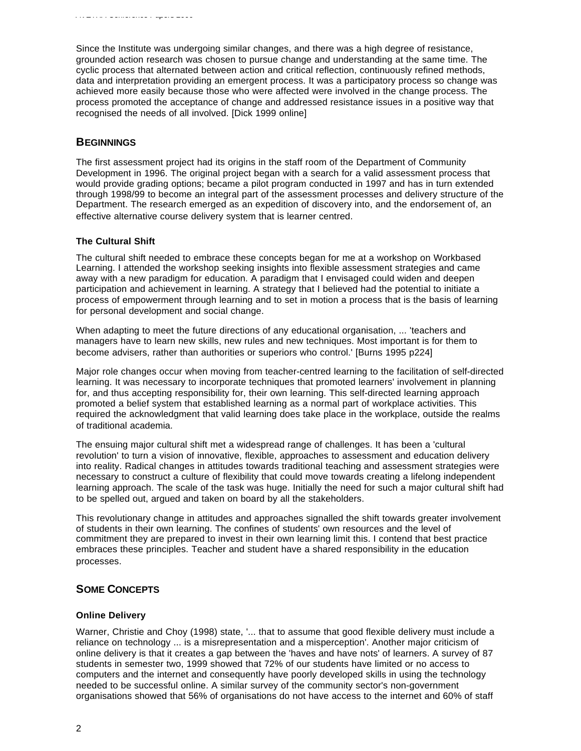Since the Institute was undergoing similar changes, and there was a high degree of resistance, grounded action research was chosen to pursue change and understanding at the same time. The cyclic process that alternated between action and critical reflection, continuously refined methods, data and interpretation providing an emergent process. It was a participatory process so change was achieved more easily because those who were affected were involved in the change process. The process promoted the acceptance of change and addressed resistance issues in a positive way that recognised the needs of all involved. [Dick 1999 online]

## BEGINNINGS

The first assessment project had its origins in the staff room of the Department of Community Development in 1996. The original project began with a search for a valid assessment process that would provide grading options; became a pilot program conducted in 1997 and has in turn extended through 1998/99 to become an integral part of the assessment processes and delivery structure of the Department. The research emerged as an expedition of discovery into, and the endorsement of, an effective alternative course delivery system that is learner centred.

### The Cultural Shift

The cultural shift needed to embrace these concepts began for me at a workshop on Workbased Learning. I attended the workshop seeking insights into flexible assessment strategies and came away with a new paradigm for education. A paradigm that I envisaged could widen and deepen participation and achievement in learning. A strategy that I believed had the potential to initiate a process of empowerment through learning and to set in motion a process that is the basis of learning for personal development and social change.

When adapting to meet the future directions of any educational organisation, ... 'teachers and managers have to learn new skills, new rules and new techniques. Most important is for them to become advisers, rather than authorities or superiors who control.' [Burns 1995 p224]

Major role changes occur when moving from teacher-centred learning to the facilitation of self-directed learning. It was necessary to incorporate techniques that promoted learners' involvement in planning for, and thus accepting responsibility for, their own learning. This self-directed learning approach promoted a belief system that established learning as a normal part of workplace activities. This required the acknowledgment that valid learning does take place in the workplace, outside the realms of traditional academia.

The ensuing major cultural shift met a widespread range of challenges. It has been a 'cultural revolution' to turn a vision of innovative, flexible, approaches to assessment and education delivery into reality. Radical changes in attitudes towards traditional teaching and assessment strategies were necessary to construct a culture of flexibility that could move towards creating a lifelong independent learning approach. The scale of the task was huge. Initially the need for such a major cultural shift had to be spelled out, argued and taken on board by all the stakeholders.

This revolutionary change in attitudes and approaches signalled the shift towards greater involvement of students in their own learning. The confines of students' own resources and the level of commitment they are prepared to invest in their own learning limit this. I contend that best practice embraces these principles. Teacher and student have a shared responsibility in the education processes.

## SOME CONCEPTS

### Online Delivery

Warner, Christie and Choy (1998) state, '... that to assume that good flexible delivery must include a reliance on technology ... is a misrepresentation and a misperception'. Another major criticism of online delivery is that it creates a gap between the 'haves and have nots' of learners. A survey of 87 students in semester two, 1999 showed that 72% of our students have limited or no access to computers and the internet and consequently have poorly developed skills in using the technology needed to be successful online. A similar survey of the community sector's non-government organisations showed that 56% of organisations do not have access to the internet and 60% of staff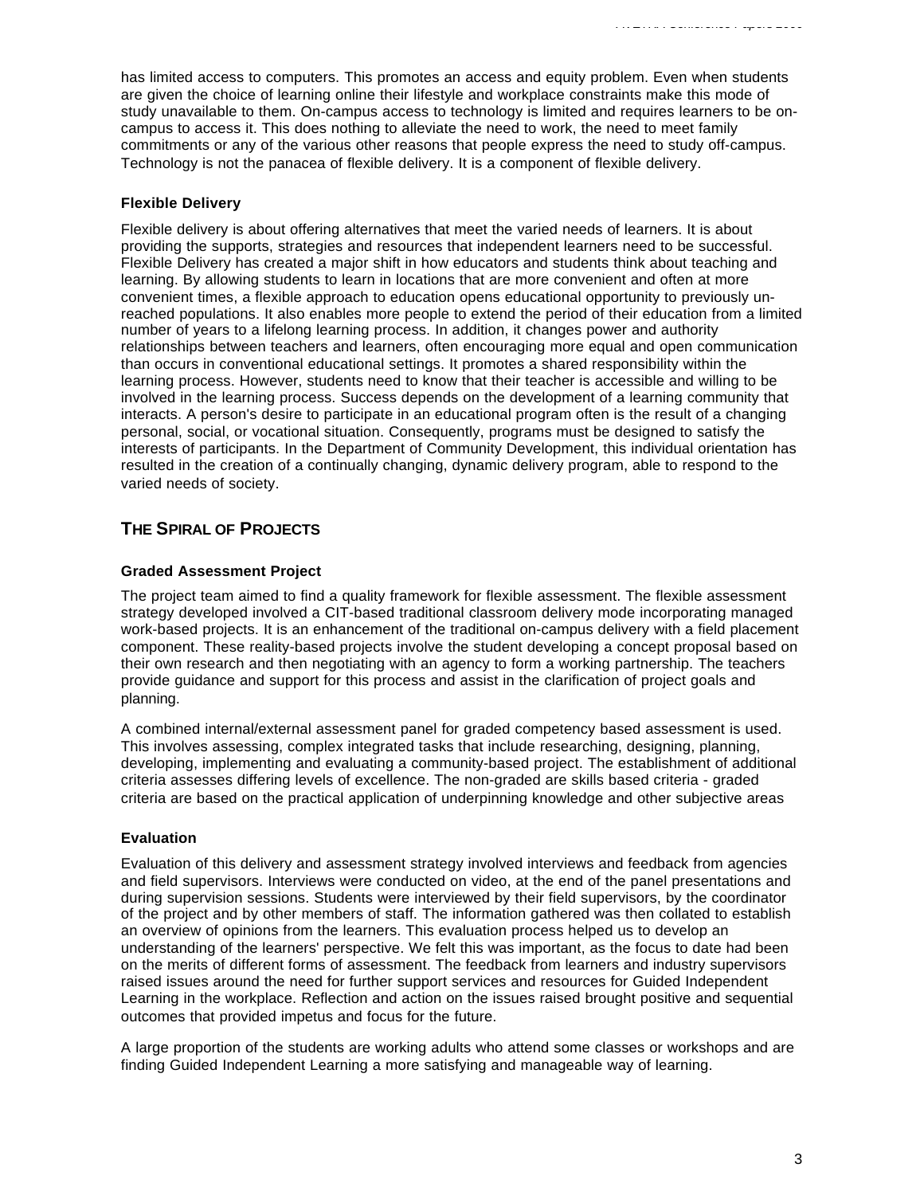has limited access to computers. This promotes an access and equity problem. Even when students are given the choice of learning online their lifestyle and workplace constraints make this mode of study unavailable to them. On-campus access to technology is limited and requires learners to be on-campus to access it. This does nothing to alleviate the need to work, the need to meet family commitments or any of the various other reasons that people express the need to study off-campus. Technology is not the panacea of flexible delivery. It is a component of flexible delivery.

### Flexible Delivery

Flexible delivery is about offering alternatives that meet the varied needs of learners. It is about providing the supports, strategies and resources that independent learners need to be successful. Flexible Delivery has created a major shift in how educators and students think about teaching and learning. By allowing students to learn in locations that are more convenient and often at more convenient times, a flexible approach to education opens educational opportunity to previously un-reached populations. It also enables more people to extend the period of their education from a limited number of years to a lifelong learning process. In addition, it changes power and authority relationships between teachers and learners, often encouraging more equal and open communication than occurs in conventional educational settings. It promotes a shared responsibility within the learning process. However, students need to know that their teacher is accessible and willing to be involved in the learning process. Success depends on the development of a learning community that interacts. A person's desire to participate in an educational program often is the result of a changing personal, social, or vocational situation. Consequently, programs must be designed to satisfy the interests of participants. In the Department of Community Development, this individual orientation has resulted in the creation of a continually changing, dynamic delivery program, able to respond to the varied needs of society.

## THE SPIRAL OF PROJECTS

### Graded Assessment Project

The project team aimed to find a quality framework for flexible assessment. The flexible assessment strategy developed involved a CIT-based traditional classroom delivery mode incorporating managed work-based projects. It is an enhancement of the traditional on-campus delivery with a field placement component. These reality-based projects involve the student developing a concept proposal based on their own research and then negotiating with an agency to form a working partnership. The teachers provide guidance and support for this process and assist in the clarification of project goals and planning.

A combined internal/external assessment panel for graded competency based assessment is used. This involves assessing, complex integrated tasks that include researching, designing, planning, developing, implementing and evaluating a community-based project. The establishment of additional criteria assesses differing levels of excellence. The non-graded are skills based criteria - graded criteria are based on the practical application of underpinning knowledge and other subjective areas

### Evaluation

Evaluation of this delivery and assessment strategy involved interviews and feedback from agencies and field supervisors. Interviews were conducted on video, at the end of the panel presentations and during supervision sessions. Students were interviewed by their field supervisors, by the coordinator of the project and by other members of staff. The information gathered was then collated to establish an overview of opinions from the learners. This evaluation process helped us to develop an understanding of the learners' perspective. We felt this was important, as the focus to date had been on the merits of different forms of assessment. The feedback from learners and industry supervisors raised issues around the need for further support services and resources for Guided Independent Learning in the workplace. Reflection and action on the issues raised brought positive and sequential outcomes that provided impetus and focus for the future.

A large proportion of the students are working adults who attend some classes or workshops and are finding Guided Independent Learning a more satisfying and manageable way of learning.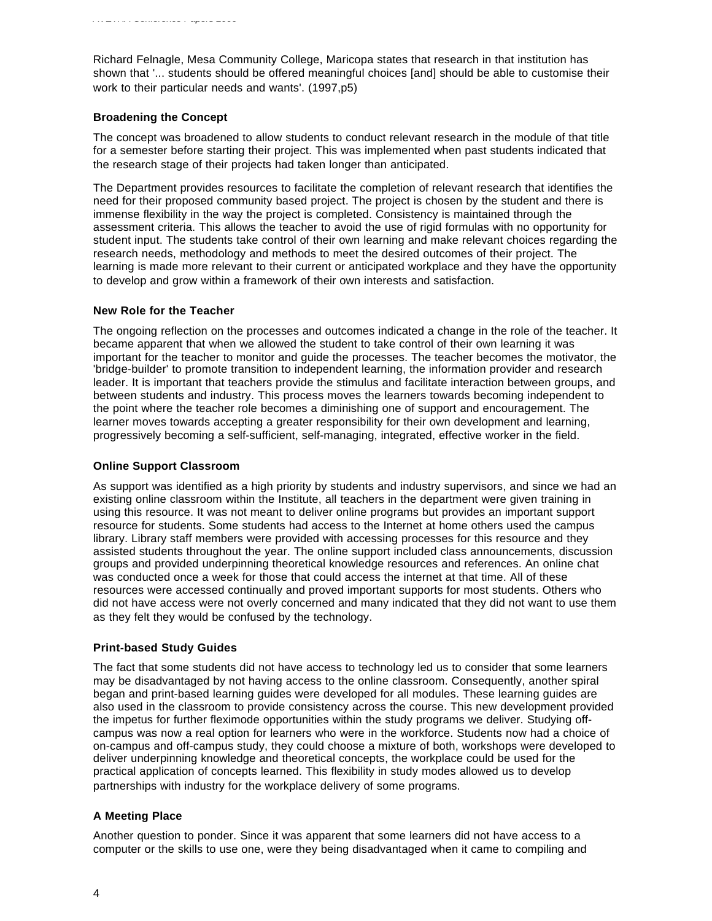Richard Felnagle, Mesa Community College, Maricopa states that research in that institution has shown that '... students should be offered meaningful choices [and] should be able to customise their work to their particular needs and wants'. (1997,p5)

### Broadening the Concept

The concept was broadened to allow students to conduct relevant research in the module of that title for a semester before starting their project. This was implemented when past students indicated that the research stage of their projects had taken longer than anticipated.

The Department provides resources to facilitate the completion of relevant research that identifies the need for their proposed community based project. The project is chosen by the student and there is immense flexibility in the way the project is completed. Consistency is maintained through the assessment criteria. This allows the teacher to avoid the use of rigid formulas with no opportunity for student input. The students take control of their own learning and make relevant choices regarding the research needs, methodology and methods to meet the desired outcomes of their project. The learning is made more relevant to their current or anticipated workplace and they have the opportunity to develop and grow within a framework of their own interests and satisfaction.

### New Role for the Teacher

The ongoing reflection on the processes and outcomes indicated a change in the role of the teacher. It became apparent that when we allowed the student to take control of their own learning it was important for the teacher to monitor and guide the processes. The teacher becomes the motivator, the 'bridge-builder' to promote transition to independent learning, the information provider and research leader. It is important that teachers provide the stimulus and facilitate interaction between groups, and between students and industry. This process moves the learners towards becoming independent to the point where the teacher role becomes a diminishing one of support and encouragement. The learner moves towards accepting a greater responsibility for their own development and learning, progressively becoming a self-sufficient, self-managing, integrated, effective worker in the field.

### Online Support Classroom

As support was identified as a high priority by students and industry supervisors, and since we had an existing online classroom within the Institute, all teachers in the department were given training in using this resource. It was not meant to deliver online programs but provides an important support resource for students. Some students had access to the Internet at home others used the campus library. Library staff members were provided with accessing processes for this resource and they assisted students throughout the year. The online support included class announcements, discussion groups and provided underpinning theoretical knowledge resources and references. An online chat was conducted once a week for those that could access the internet at that time. All of these resources were accessed continually and proved important supports for most students. Others who did not have access were not overly concerned and many indicated that they did not want to use them as they felt they would be confused by the technology.

### Print-based Study Guides

The fact that some students did not have access to technology led us to consider that some learners may be disadvantaged by not having access to the online classroom. Consequently, another spiral began and print-based learning guides were developed for all modules. These learning guides are also used in the classroom to provide consistency across the course. This new development provided the impetus for further fleximode opportunities within the study programs we deliver. Studying off-campus was now a real option for learners who were in the workforce. Students now had a choice of on-campus and off-campus study, they could choose a mixture of both, workshops were developed to deliver underpinning knowledge and theoretical concepts, the workplace could be used for the practical application of concepts learned. This flexibility in study modes allowed us to develop partnerships with industry for the workplace delivery of some programs.

### A Meeting Place

Another question to ponder. Since it was apparent that some learners did not have access to a computer or the skills to use one, were they being disadvantaged when it came to compiling and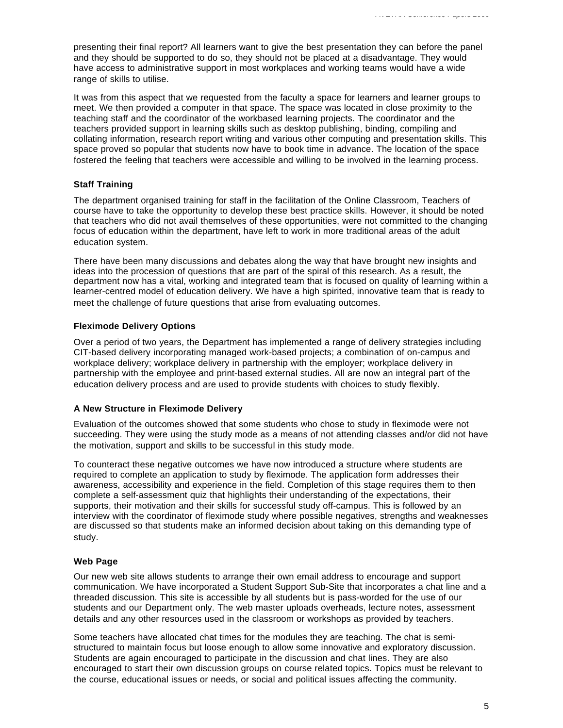presenting their final report? All learners want to give the best presentation they can before the panel and they should be supported to do so, they should not be placed at a disadvantage. They would have access to administrative support in most workplaces and working teams would have a wide range of skills to utilise.

It was from this aspect that we requested from the faculty a space for learners and learner groups to meet. We then provided a computer in that space. The space was located in close proximity to the teaching staff and the coordinator of the workbased learning projects. The coordinator and the teachers provided support in learning skills such as desktop publishing, binding, compiling and collating information, research report writing and various other computing and presentation skills. This space proved so popular that students now have to book time in advance. The location of the space fostered the feeling that teachers were accessible and willing to be involved in the learning process.

**Staff Training**

The department organised training for staff in the facilitation of the Online Classroom, Teachers of course have to take the opportunity to develop these best practice skills. However, it should be noted that teachers who did not avail themselves of these opportunities, were not committed to the changing focus of education within the department, have left to work in more traditional areas of the adult education system.

There have been many discussions and debates along the way that have brought new insights and ideas into the procession of questions that are part of the spiral of this research. As a result, the department now has a vital, working and integrated team that is focused on quality of learning within a learner-centred model of education delivery. We have a high spirited, innovative team that is ready to meet the challenge of future questions that arise from evaluating outcomes.

**Fleximode Delivery Options**

Over a period of two years, the Department has implemented a range of delivery strategies including CIT-based delivery incorporating managed work-based projects; a combination of on-campus and workplace delivery; workplace delivery in partnership with the employer; workplace delivery in partnership with the employee and print-based external studies. All are now an integral part of the education delivery process and are used to provide students with choices to study flexibly.

**A New Structure in Fleximode Delivery**

Evaluation of the outcomes showed that some students who chose to study in fleximode were not succeeding. They were using the study mode as a means of not attending classes and/or did not have the motivation, support and skills to be successful in this study mode.

To counteract these negative outcomes we have now introduced a structure where students are required to complete an application to study by fleximode. The application form addresses their awareness, accessibility and experience in the field. Completion of this stage requires them to then complete a self-assessment quiz that highlights their understanding of the expectations, their supports, their motivation and their skills for successful study off-campus. This is followed by an interview with the coordinator of fleximode study where possible negatives, strengths and weaknesses are discussed so that students make an informed decision about taking on this demanding type of study.

**Web Page**

Our new web site allows students to arrange their own email address to encourage and support communication. We have incorporated a Student Support Sub-Site that incorporates a chat line and a threaded discussion. This site is accessible by all students but is pass-worded for the use of our students and our Department only. The web master uploads overheads, lecture notes, assessment details and any other resources used in the classroom or workshops as provided by teachers.

Some teachers have allocated chat times for the modules they are teaching. The chat is semi-structured to maintain focus but loose enough to allow some innovative and exploratory discussion. Students are again encouraged to participate in the discussion and chat lines. They are also encouraged to start their own discussion groups on course related topics. Topics must be relevant to the course, educational issues or needs, or social and political issues affecting the community.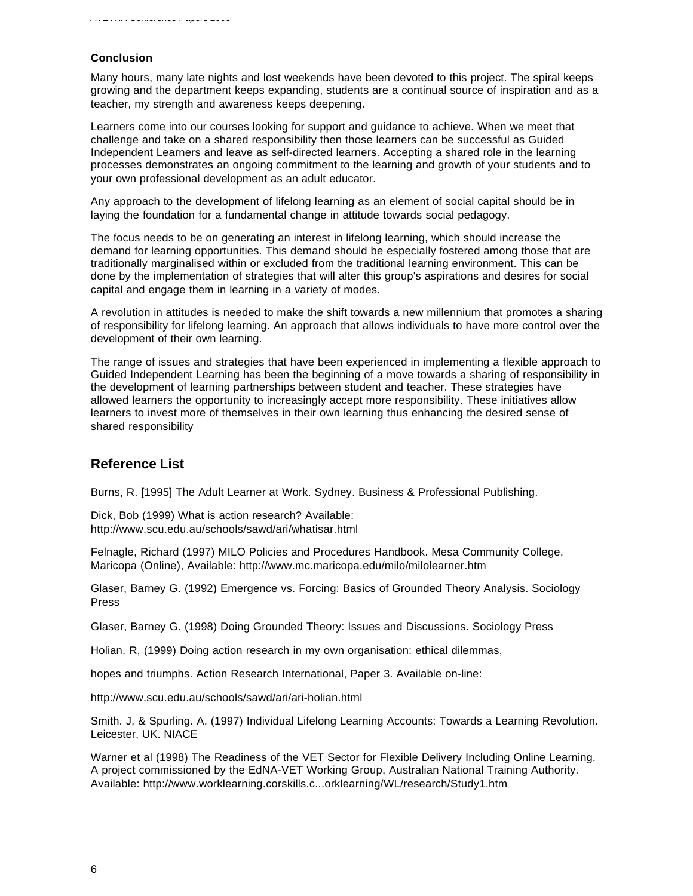## Conclusion

Many hours, many late nights and lost weekends have been devoted to this project. The spiral keeps growing and the department keeps expanding, students are a continual source of inspiration and as a teacher, my strength and awareness keeps deepening.

Learners come into our courses looking for support and guidance to achieve. When we meet that challenge and take on a shared responsibility then those learners can be successful as Guided Independent Learners and leave as self-directed learners. Accepting a shared role in the learning processes demonstrates an ongoing commitment to the learning and growth of your students and to your own professional development as an adult educator.

Any approach to the development of lifelong learning as an element of social capital should be in laying the foundation for a fundamental change in attitude towards social pedagogy.

The focus needs to be on generating an interest in lifelong learning, which should increase the demand for learning opportunities. This demand should be especially fostered among those that are traditionally marginalised within or excluded from the traditional learning environment. This can be done by the implementation of strategies that will alter this group's aspirations and desires for social capital and engage them in learning in a variety of modes.

A revolution in attitudes is needed to make the shift towards a new millennium that promotes a sharing of responsibility for lifelong learning. An approach that allows individuals to have more control over the development of their own learning.

The range of issues and strategies that have been experienced in implementing a flexible approach to Guided Independent Learning has been the beginning of a move towards a sharing of responsibility in the development of learning partnerships between student and teacher. These strategies have allowed learners the opportunity to increasingly accept more responsibility. These initiatives allow learners to invest more of themselves in their own learning thus enhancing the desired sense of shared responsibility

## Reference List

Burns, R. [1995] The Adult Learner at Work. Sydney. Business & Professional Publishing.

Dick, Bob (1999) What is action research? Available: http://www.scu.edu.au/schools/sawd/ari/whatisar.html

Felnagle, Richard (1997) MILO Policies and Procedures Handbook. Mesa Community College, Maricopa (Online), Available: http://www.mc.maricopa.edu/milo/milolearner.htm

Glaser, Barney G. (1992) Emergence vs. Forcing: Basics of Grounded Theory Analysis. Sociology Press

Glaser, Barney G. (1998) Doing Grounded Theory: Issues and Discussions. Sociology Press

Holian. R, (1999) Doing action research in my own organisation: ethical dilemmas,

hopes and triumphs. Action Research International, Paper 3. Available on-line:

http://www.scu.edu.au/schools/sawd/ari/ari-holian.html

Smith. J, & Spurling. A, (1997) Individual Lifelong Learning Accounts: Towards a Learning Revolution. Leicester, UK. NIACE

Warner et al (1998) The Readiness of the VET Sector for Flexible Delivery Including Online Learning. A project commissioned by the EdNA-VET Working Group, Australian National Training Authority. Available: http://www.worklearning.corskills.c...orklearning/WL/research/Study1.htm